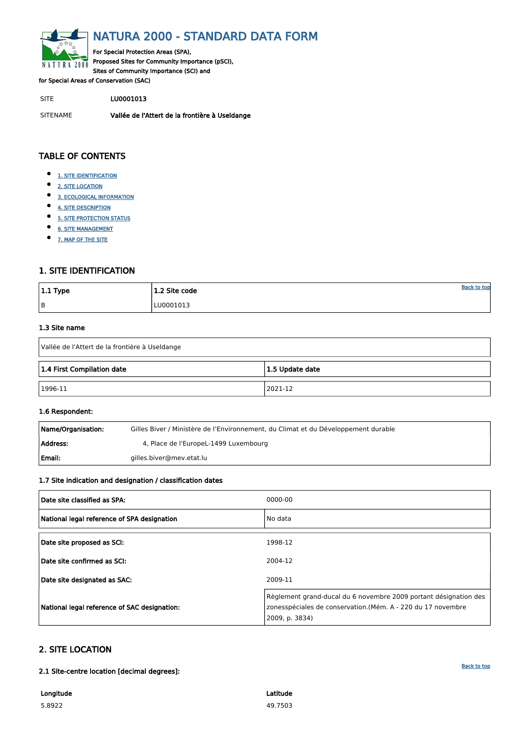# NATURA 2000 - STANDARD DATA FORM

For Special Protection Areas (SPA),
Proposed Sites for Community Importance (pSCI),
Sites of Community Importance (SCI) and
for Special Areas of Conservation (SAC)

SITE LU0001013

SITENAME Vallée de l'Attert de la frontière à Useldange

## TABLE OF CONTENTS

- 1. SITE IDENTIFICATION
- 2. SITE LOCATION
- 3. ECOLOGICAL INFORMATION
- 4. SITE DESCRIPTION
- 5. SITE PROTECTION STATUS
- 6. SITE MANAGEMENT
- 7. MAP OF THE SITE

## 1. SITE IDENTIFICATION

| 1.1 Type | 1.2 Site code |
|---|---|
| B | LU0001013 |

### 1.3 Site name

Vallée de l'Attert de la frontière à Useldange

| 1.4 First Compilation date | 1.5 Update date |
|---|---|
| 1996-11 | 2021-12 |

### 1.6 Respondent:

| | |
|---|---|
| **Name/Organisation:** | Gilles Biver / Ministère de l'Environnement, du Climat et du Développement durable |
| **Address:** | 4, Place de l'EuropeL-1499 Luxembourg |
| **Email:** | gilles.biver@mev.etat.lu |

### 1.7 Site indication and designation / classification dates

| | |
|---|---|
| **Date site classified as SPA:** | 0000-00 |
| **National legal reference of SPA designation** | No data |
| **Date site proposed as SCI:** | 1998-12 |
| **Date site confirmed as SCI:** | 2004-12 |
| **Date site designated as SAC:** | 2009-11 |
| **National legal reference of SAC designation:** | Règlement grand-ducal du 6 novembre 2009 portant désignation des zonesspéciales de conservation.(Mém. A - 220 du 17 novembre 2009, p. 3834) |

## 2. SITE LOCATION

### 2.1 Site-centre location [decimal degrees]:

| Longitude | Latitude |
|---|---|
| 5.8922 | 49.7503 |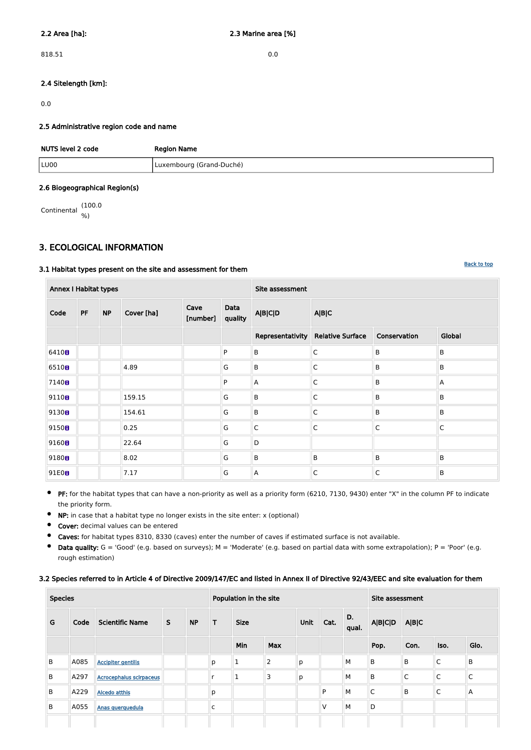**2.2 Area [ha]:**

818.51

**2.3 Marine area [%]**

0.0

**2.4 Sitelength [km]:**

0.0

**2.5 Administrative region code and name**

| NUTS level 2 code | Region Name |
|---|---|
| LU00 | Luxembourg (Grand-Duché) |

**2.6 Biogeographical Region(s)**

Continental (100.0 %)

## 3. ECOLOGICAL INFORMATION

Back to top

**3.1 Habitat types present on the site and assessment for them**

| Annex I Habitat types | | | | | | Site assessment | | | |
|---|---|---|---|---|---|---|---|---|---|
| Code | PF | NP | Cover [ha] | Cave [number] | Data quality | A\|B\|C\|D | A\|B\|C | | |
| | | | | | | Representativity | Relative Surface | Conservation | Global |
| 6410 | | | | | P | B | C | B | B |
| 6510 | | | 4.89 | | G | B | C | B | B |
| 7140 | | | | | P | A | C | B | A |
| 9110 | | | 159.15 | | G | B | C | B | B |
| 9130 | | | 154.61 | | G | B | C | B | B |
| 9150 | | | 0.25 | | G | C | C | C | C |
| 9160 | | | 22.64 | | G | D | | | |
| 9180 | | | 8.02 | | G | B | B | B | B |
| 91E0 | | | 7.17 | | G | A | C | C | B |

- **PF:** for the habitat types that can have a non-priority as well as a priority form (6210, 7130, 9430) enter "X" in the column PF to indicate the priority form.
- **NP:** in case that a habitat type no longer exists in the site enter: x (optional)
- **Cover:** decimal values can be entered
- **Caves:** for habitat types 8310, 8330 (caves) enter the number of caves if estimated surface is not available.
- **Data quality:** G = 'Good' (e.g. based on surveys); M = 'Moderate' (e.g. based on partial data with some extrapolation); P = 'Poor' (e.g. rough estimation)

**3.2 Species referred to in Article 4 of Directive 2009/147/EC and listed in Annex II of Directive 92/43/EEC and site evaluation for them**

| Species | | | | | Population in the site | | | | | | Site assessment | | | |
|---|---|---|---|---|---|---|---|---|---|---|---|---|---|---|
| G | Code | Scientific Name | S | NP | T | Size | | Unit | Cat. | D. qual. | A\|B\|C\|D | A\|B\|C | | |
| | | | | | | Min | Max | | | | Pop. | Con. | Iso. | Glo. |
| B | A085 | Accipiter gentilis | | | p | 1 | 2 | p | | M | B | B | C | B |
| B | A297 | Acrocephalus scirpaceus | | | r | 1 | 3 | p | | M | B | C | C | C |
| B | A229 | Alcedo atthis | | | p | | | | P | M | C | B | C | A |
| B | A055 | Anas querquedula | | | c | | | | V | M | D | | | |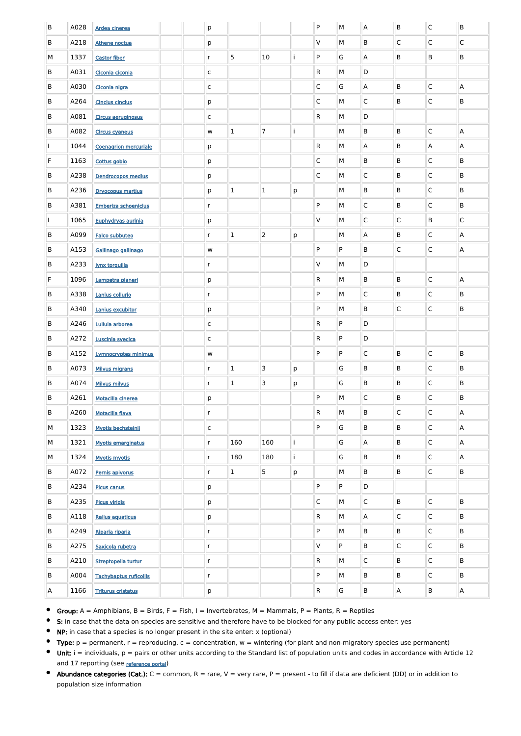| | | | | | | | | | | | | | | |
|---|---|---|---|---|---|---|---|---|---|---|---|---|---|---|
| B | A028 | Ardea cinerea | | | p | | | | P | M | A | B | C | B |
| B | A218 | Athene noctua | | | p | | | | V | M | B | C | C | C |
| M | 1337 | Castor fiber | | | r | 5 | 10 | i | P | G | A | B | B | B |
| B | A031 | Ciconia ciconia | | | c | | | | R | M | D | | | |
| B | A030 | Ciconia nigra | | | c | | | | C | G | A | B | C | A |
| B | A264 | Cinclus cinclus | | | p | | | | C | M | C | B | C | B |
| B | A081 | Circus aeruginosus | | | c | | | | R | M | D | | | |
| B | A082 | Circus cyaneus | | | w | 1 | 7 | i | | M | B | B | C | A |
| I | 1044 | Coenagrion mercuriale | | | p | | | | R | M | A | B | A | A |
| F | 1163 | Cottus gobio | | | p | | | | C | M | B | B | C | B |
| B | A238 | Dendrocopos medius | | | p | | | | C | M | C | B | C | B |
| B | A236 | Dryocopus martius | | | p | 1 | 1 | p | | M | B | B | C | B |
| B | A381 | Emberiza schoeniclus | | | r | | | | P | M | C | B | C | B |
| I | 1065 | Euphydryas aurinia | | | p | | | | V | M | C | C | B | C |
| B | A099 | Falco subbuteo | | | r | 1 | 2 | p | | M | A | B | C | A |
| B | A153 | Gallinago gallinago | | | w | | | | P | P | B | C | C | A |
| B | A233 | Jynx torquilla | | | r | | | | V | M | D | | | |
| F | 1096 | Lampetra planeri | | | p | | | | R | M | B | B | C | A |
| B | A338 | Lanius collurio | | | r | | | | P | M | C | B | C | B |
| B | A340 | Lanius excubitor | | | p | | | | P | M | B | C | C | B |
| B | A246 | Lullula arborea | | | c | | | | R | P | D | | | |
| B | A272 | Luscinia svecica | | | c | | | | R | P | D | | | |
| B | A152 | Lymnocryptes minimus | | | w | | | | P | P | C | B | C | B |
| B | A073 | Milvus migrans | | | r | 1 | 3 | p | | G | B | B | C | B |
| B | A074 | Milvus milvus | | | r | 1 | 3 | p | | G | B | B | C | B |
| B | A261 | Motacilla cinerea | | | p | | | | P | M | C | B | C | B |
| B | A260 | Motacilla flava | | | r | | | | R | M | B | C | C | A |
| M | 1323 | Myotis bechsteinii | | | c | | | | P | G | B | B | C | A |
| M | 1321 | Myotis emarginatus | | | r | 160 | 160 | i | | G | A | B | C | A |
| M | 1324 | Myotis myotis | | | r | 180 | 180 | i | | G | B | B | C | A |
| B | A072 | Pernis apivorus | | | r | 1 | 5 | p | | M | B | B | C | B |
| B | A234 | Picus canus | | | p | | | | P | P | D | | | |
| B | A235 | Picus viridis | | | p | | | | C | M | C | B | C | B |
| B | A118 | Rallus aquaticus | | | p | | | | R | M | A | C | C | B |
| B | A249 | Riparia riparia | | | r | | | | P | M | B | B | C | B |
| B | A275 | Saxicola rubetra | | | r | | | | V | P | B | C | C | B |
| B | A210 | Streptopelia turtur | | | r | | | | R | M | C | B | C | B |
| B | A004 | Tachybaptus ruficollis | | | r | | | | P | M | B | B | C | B |
| A | 1166 | Triturus cristatus | | | p | | | | R | G | B | A | B | A |

- **Group:** A = Amphibians, B = Birds, F = Fish, I = Invertebrates, M = Mammals, P = Plants, R = Reptiles
- **S:** in case that the data on species are sensitive and therefore have to be blocked for any public access enter: yes
- **NP:** in case that a species is no longer present in the site enter: x (optional)
- **Type:** p = permanent, r = reproducing, c = concentration, w = wintering (for plant and non-migratory species use permanent)
- **Unit:** i = individuals, p = pairs or other units according to the Standard list of population units and codes in accordance with Article 12 and 17 reporting (see reference portal)
- **Abundance categories (Cat.):** C = common, R = rare, V = very rare, P = present - to fill if data are deficient (DD) or in addition to population size information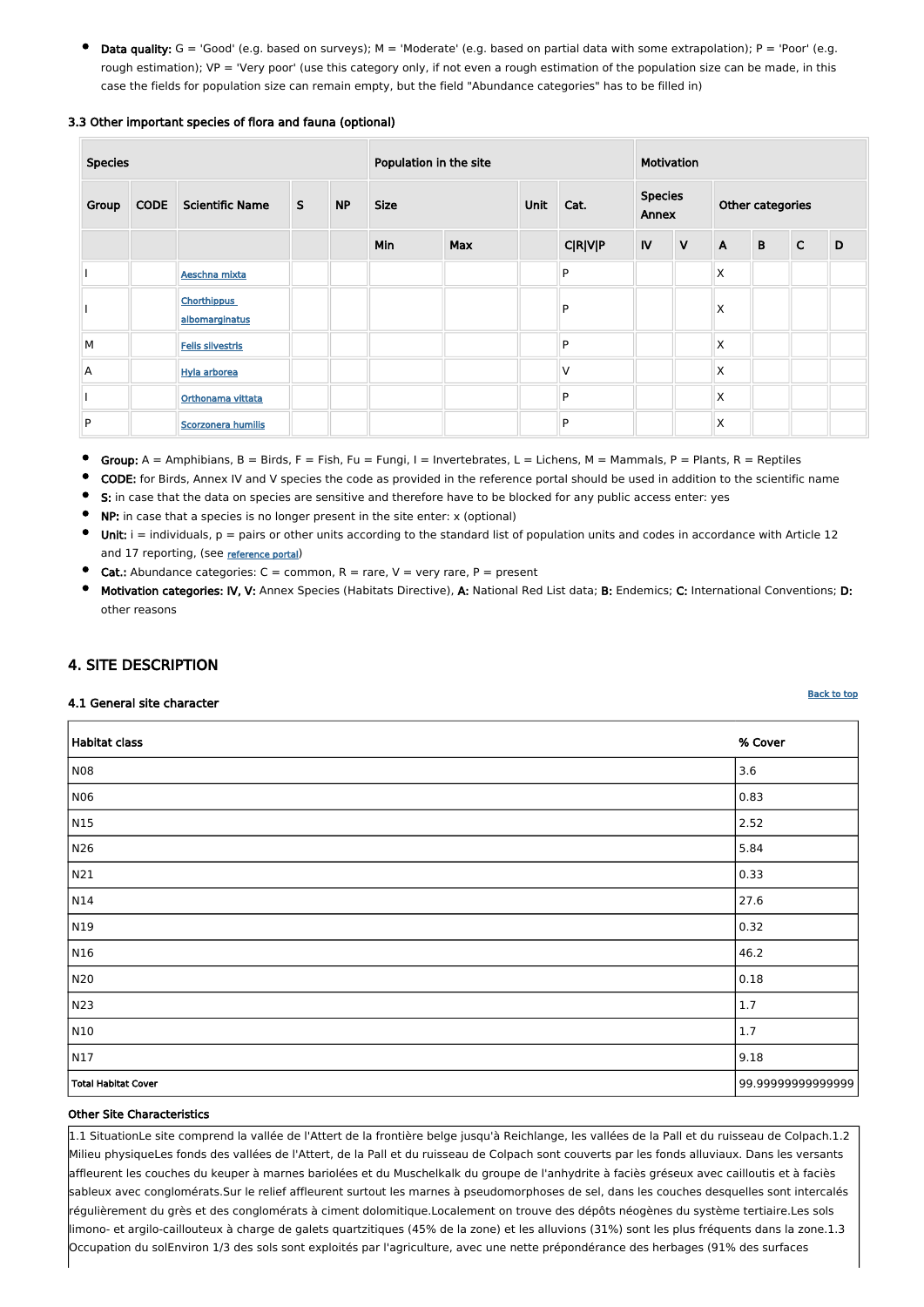- **Data quality:** G = 'Good' (e.g. based on surveys); M = 'Moderate' (e.g. based on partial data with some extrapolation); P = 'Poor' (e.g. rough estimation); VP = 'Very poor' (use this category only, if not even a rough estimation of the population size can be made, in this case the fields for population size can remain empty, but the field "Abundance categories" has to be filled in)

### 3.3 Other important species of flora and fauna (optional)

| Species | | | | | Population in the site | | | | Motivation | | | | | |
|---|---|---|---|---|---|---|---|---|---|---|---|---|---|---|
| Group | CODE | Scientific Name | S | NP | Size | | Unit | Cat. | Species Annex | | Other categories | | | |
| | | | | | Min | Max | | C\|R\|V\|P | IV | V | A | B | C | D |
| I | | Aeschna mixta | | | | | | P | | | X | | | |
| I | | Chorthippus albomarginatus | | | | | | P | | | X | | | |
| M | | Felis silvestris | | | | | | P | | | X | | | |
| A | | Hyla arborea | | | | | | V | | | X | | | |
| I | | Orthonama vittata | | | | | | P | | | X | | | |
| P | | Scorzonera humilis | | | | | | P | | | X | | | |

- **Group:** A = Amphibians, B = Birds, F = Fish, Fu = Fungi, I = Invertebrates, L = Lichens, M = Mammals, P = Plants, R = Reptiles
- **CODE:** for Birds, Annex IV and V species the code as provided in the reference portal should be used in addition to the scientific name
- **S:** in case that the data on species are sensitive and therefore have to be blocked for any public access enter: yes
- **NP:** in case that a species is no longer present in the site enter: x (optional)
- **Unit:** i = individuals, p = pairs or other units according to the standard list of population units and codes in accordance with Article 12 and 17 reporting, (see reference portal)
- **Cat.:** Abundance categories: C = common, R = rare, V = very rare, P = present
- **Motivation categories: IV, V:** Annex Species (Habitats Directive), **A:** National Red List data; **B:** Endemics; **C:** International Conventions; **D:** other reasons

## 4. SITE DESCRIPTION

### 4.1 General site character

Back to top

| Habitat class | % Cover |
|---|---|
| N08 | 3.6 |
| N06 | 0.83 |
| N15 | 2.52 |
| N26 | 5.84 |
| N21 | 0.33 |
| N14 | 27.6 |
| N19 | 0.32 |
| N16 | 46.2 |
| N20 | 0.18 |
| N23 | 1.7 |
| N10 | 1.7 |
| N17 | 9.18 |
| **Total Habitat Cover** | 99.99999999999999 |

**Other Site Characteristics**

1.1 SituationLe site comprend la vallée de l'Attert de la frontière belge jusqu'à Reichlange, les vallées de la Pall et du ruisseau de Colpach.1.2 Milieu physiqueLes fonds des vallées de l'Attert, de la Pall et du ruisseau de Colpach sont couverts par les fonds alluviaux. Dans les versants affleurent les couches du keuper à marnes bariolées et du Muschelkalk du groupe de l'anhydrite à faciès gréseux avec cailloutis et à faciès sableux avec conglomérats.Sur le relief affleurent surtout les marnes à pseudomorphoses de sel, dans les couches desquelles sont intercalés régulièrement du grès et des conglomérats à ciment dolomitique.Localement on trouve des dépôts néogènes du système tertiaire.Les sols limono- et argilo-caillouteux à charge de galets quartzitiques (45% de la zone) et les alluvions (31%) sont les plus fréquents dans la zone.1.3 Occupation du solEnviron 1/3 des sols sont exploités par l'agriculture, avec une nette prépondérance des herbages (91% des surfaces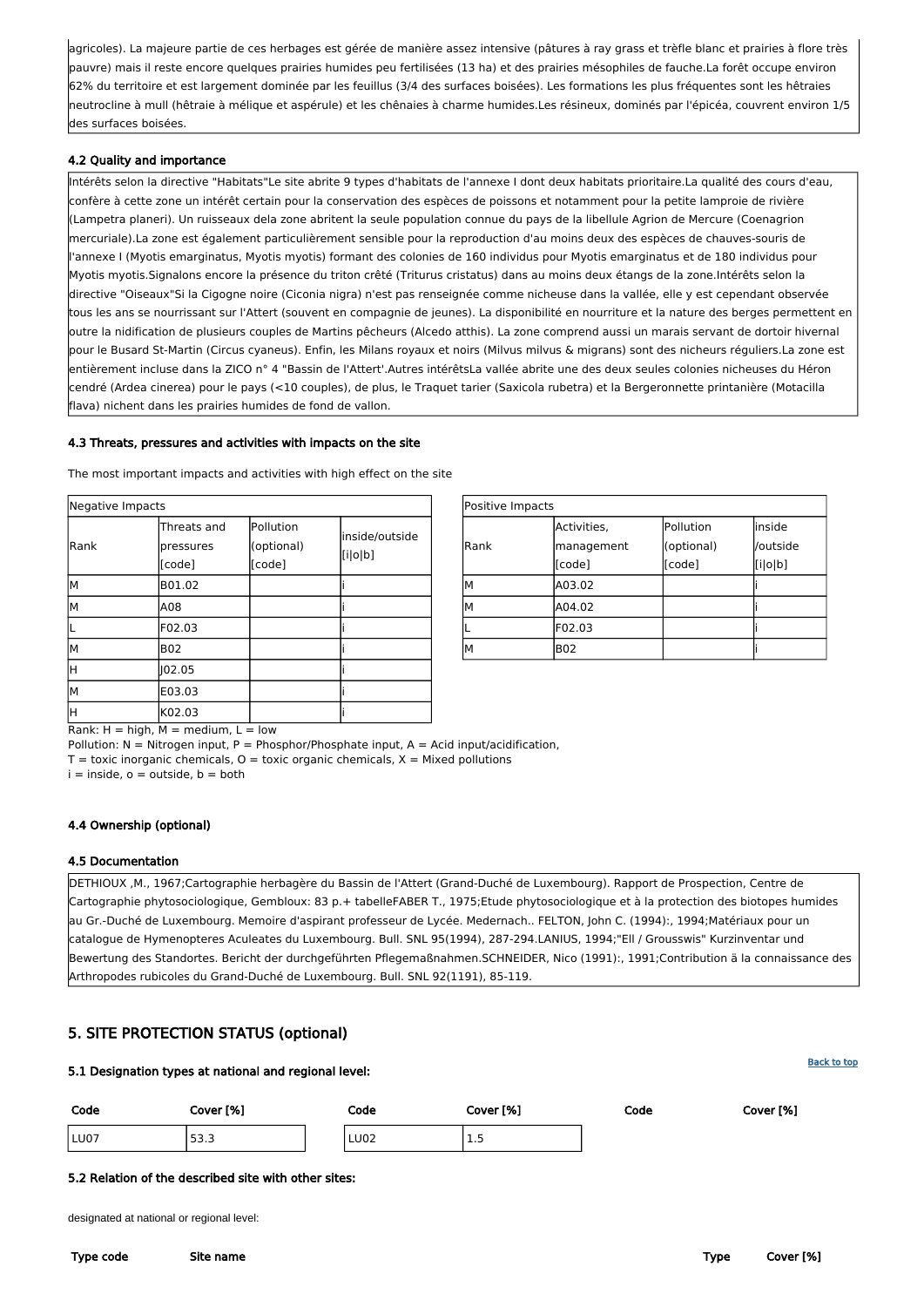agricoles). La majeure partie de ces herbages est gérée de manière assez intensive (pâtures à ray grass et trèfle blanc et prairies à flore très pauvre) mais il reste encore quelques prairies humides peu fertilisées (13 ha) et des prairies mésophiles de fauche.La forêt occupe environ 62% du territoire et est largement dominée par les feuillus (3/4 des surfaces boisées). Les formations les plus fréquentes sont les hêtraies neutrocline à mull (hêtraie à mélique et aspérule) et les chênaies à charme humides.Les résineux, dominés par l'épicéa, couvrent environ 1/5 des surfaces boisées.

### 4.2 Quality and importance

Intérêts selon la directive "Habitats"Le site abrite 9 types d'habitats de l'annexe I dont deux habitats prioritaire.La qualité des cours d'eau, confère à cette zone un intérêt certain pour la conservation des espèces de poissons et notamment pour la petite lamproie de rivière (Lampetra planeri). Un ruisseaux dela zone abritent la seule population connue du pays de la libellule Agrion de Mercure (Coenagrion mercuriale).La zone est également particulièrement sensible pour la reproduction d'au moins deux des espèces de chauves-souris de l'annexe I (Myotis emarginatus, Myotis myotis) formant des colonies de 160 individus pour Myotis emarginatus et de 180 individus pour Myotis myotis.Signalons encore la présence du triton crêté (Triturus cristatus) dans au moins deux étangs de la zone.Intérêts selon la directive "Oiseaux"Si la Cigogne noire (Ciconia nigra) n'est pas renseignée comme nicheuse dans la vallée, elle y est cependant observée tous les ans se nourrissant sur l'Attert (souvent en compagnie de jeunes). La disponibilité en nourriture et la nature des berges permettent en outre la nidification de plusieurs couples de Martins pêcheurs (Alcedo atthis). La zone comprend aussi un marais servant de dortoir hivernal pour le Busard St-Martin (Circus cyaneus). Enfin, les Milans royaux et noirs (Milvus milvus & migrans) sont des nicheurs réguliers.La zone est entièrement incluse dans la ZICO n° 4 "Bassin de l'Attert'.Autres intérêtsLa vallée abrite une des deux seules colonies nicheuses du Héron cendré (Ardea cinerea) pour le pays (<10 couples), de plus, le Traquet tarier (Saxicola rubetra) et la Bergeronnette printanière (Motacilla flava) nichent dans les prairies humides de fond de vallon.

### 4.3 Threats, pressures and activities with impacts on the site

The most important impacts and activities with high effect on the site

Negative Impacts

| Rank | Threats and pressures [code] | Pollution (optional) [code] | inside/outside [i\|o\|b] |
|---|---|---|---|
| M | B01.02 | | i |
| M | A08 | | i |
| L | F02.03 | | i |
| M | B02 | | i |
| H | J02.05 | | i |
| M | E03.03 | | i |
| H | K02.03 | | i |

Positive Impacts

| Rank | Activities, management [code] | Pollution (optional) [code] | inside /outside [i\|o\|b] |
|---|---|---|---|
| M | A03.02 | | i |
| M | A04.02 | | i |
| L | F02.03 | | i |
| M | B02 | | i |

Rank: H = high, M = medium, L = low
Pollution: N = Nitrogen input, P = Phosphor/Phosphate input, A = Acid input/acidification,
T = toxic inorganic chemicals, O = toxic organic chemicals, X = Mixed pollutions
i = inside, o = outside, b = both

### 4.4 Ownership (optional)

### 4.5 Documentation

DETHIOUX ,M., 1967;Cartographie herbagère du Bassin de l'Attert (Grand-Duché de Luxembourg). Rapport de Prospection, Centre de Cartographie phytosociologique, Gembloux: 83 p.+ tabelleFABER T., 1975;Etude phytosociologique et à la protection des biotopes humides au Gr.-Duché de Luxembourg. Memoire d'aspirant professeur de Lycée. Medernach.. FELTON, John C. (1994):, 1994;Matériaux pour un catalogue de Hymenopteres Aculeates du Luxembourg. Bull. SNL 95(1994), 287-294.LANIUS, 1994;"Ell / Grousswis" Kurzinventar und Bewertung des Standortes. Bericht der durchgeführten Pflegemaßnahmen.SCHNEIDER, Nico (1991):, 1991;Contribution ä la connaissance des Arthropodes rubicoles du Grand-Duché de Luxembourg. Bull. SNL 92(1191), 85-119.

## 5. SITE PROTECTION STATUS (optional)

### 5.1 Designation types at national and regional level:

| Code | Cover [%] | Code | Cover [%] | Code | Cover [%] |
|---|---|---|---|---|---|
| LU07 | 53.3 | LU02 | 1.5 | | |

### 5.2 Relation of the described site with other sites:

designated at national or regional level:

| Type code | Site name | Type | Cover [%] |
|---|---|---|---|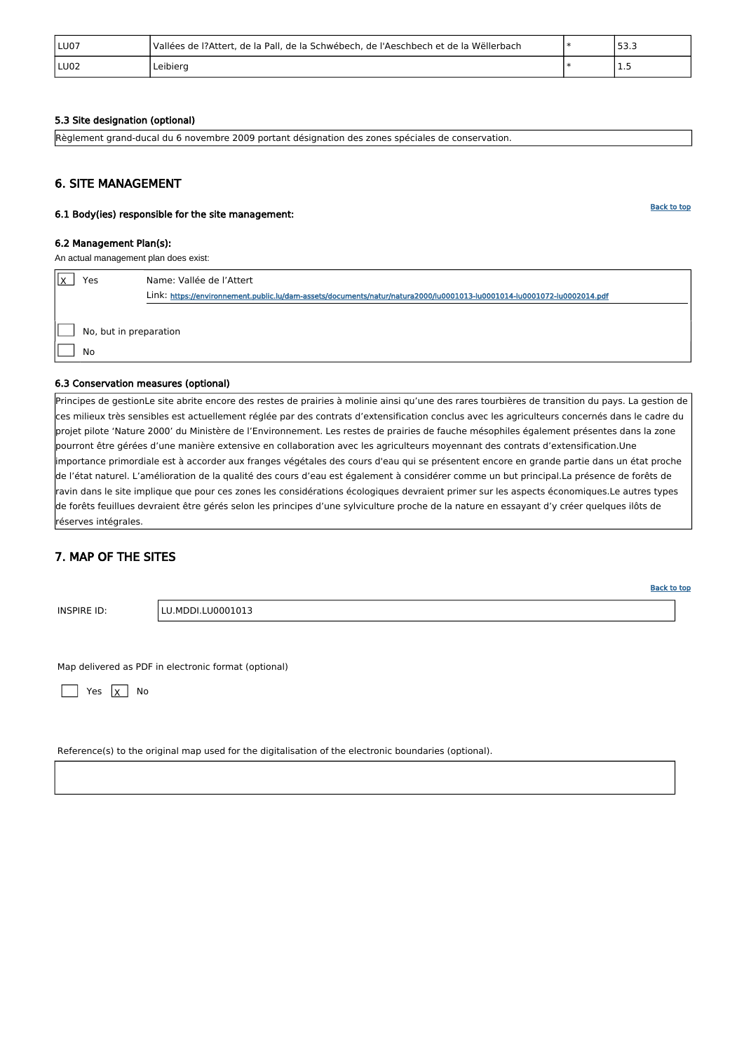| | | | |
|---|---|---|---|
| LU07 | Vallées de l?Attert, de la Pall, de la Schwébech, de l'Aeschbech et de la Wëllerbach | * | 53.3 |
| LU02 | Leibierg | * | 1.5 |

#### 5.3 Site designation (optional)

Règlement grand-ducal du 6 novembre 2009 portant désignation des zones spéciales de conservation.

## 6. SITE MANAGEMENT

Back to top

#### 6.1 Body(ies) responsible for the site management:

#### 6.2 Management Plan(s):

An actual management plan does exist:

| | | |
|---|---|---|
| X | Yes | Name: Vallée de l'Attert<br>Link: https://environnement.public.lu/dam-assets/documents/natur/natura2000/lu0001013-lu0001014-lu0001072-lu0002014.pdf |
| | No, but in preparation | |
| | No | |

#### 6.3 Conservation measures (optional)

Principes de gestionLe site abrite encore des restes de prairies à molinie ainsi qu'une des rares tourbières de transition du pays. La gestion de ces milieux très sensibles est actuellement réglée par des contrats d'extensification conclus avec les agriculteurs concernés dans le cadre du projet pilote 'Nature 2000' du Ministère de l'Environnement. Les restes de prairies de fauche mésophiles également présentes dans la zone pourront être gérées d'une manière extensive en collaboration avec les agriculteurs moyennant des contrats d'extensification.Une importance primordiale est à accorder aux franges végétales des cours d'eau qui se présentent encore en grande partie dans un état proche de l'état naturel. L'amélioration de la qualité des cours d'eau est également à considérer comme un but principal.La présence de forêts de ravin dans le site implique que pour ces zones les considérations écologiques devraient primer sur les aspects économiques.Le autres types de forêts feuillues devraient être gérés selon les principes d'une sylviculture proche de la nature en essayant d'y créer quelques ilôts de réserves intégrales.

## 7. MAP OF THE SITES

Back to top

INSPIRE ID: LU.MDDI.LU0001013

Map delivered as PDF in electronic format (optional)

[ ] Yes [X] No

Reference(s) to the original map used for the digitalisation of the electronic boundaries (optional).